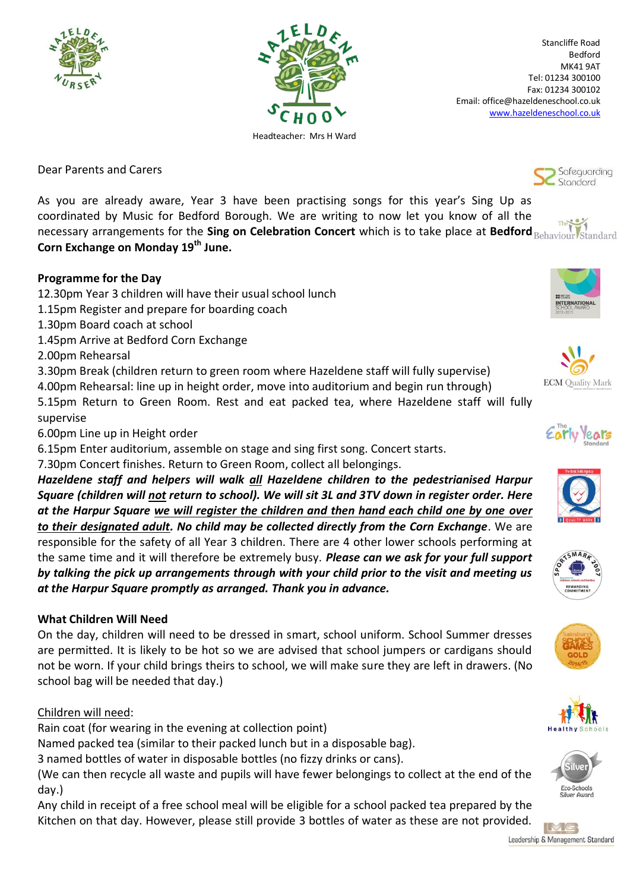Headteacher: Mrs H Ward

Stancliffe Road
Bedford
MK41 9AT
Tel: 01234 300100
Fax: 01234 300102
Email: office@hazeldeneschool.co.uk
www.hazeldeneschool.co.uk

Dear Parents and Carers

As you are already aware, Year 3 have been practising songs for this year's Sing Up as coordinated by Music for Bedford Borough. We are writing to now let you know of all the necessary arrangements for the **Sing on Celebration Concert** which is to take place at **Bedford Corn Exchange on Monday 19th June.**

**Programme for the Day**

12.30pm Year 3 children will have their usual school lunch
1.15pm Register and prepare for boarding coach
1.30pm Board coach at school
1.45pm Arrive at Bedford Corn Exchange
2.00pm Rehearsal
3.30pm Break (children return to green room where Hazeldene staff will fully supervise)
4.00pm Rehearsal: line up in height order, move into auditorium and begin run through)
5.15pm Return to Green Room. Rest and eat packed tea, where Hazeldene staff will fully supervise
6.00pm Line up in Height order
6.15pm Enter auditorium, assemble on stage and sing first song. Concert starts.
7.30pm Concert finishes. Return to Green Room, collect all belongings.

***Hazeldene staff and helpers will walk <u>all</u> Hazeldene children to the pedestrianised Harpur Square (children will <u>not</u> return to school). We will sit 3L and 3TV down in register order. Here at the Harpur Square <u>we will register the children and then hand each child one by one over to their designated adult</u>. No child may be collected directly from the Corn Exchange***. We are responsible for the safety of all Year 3 children. There are 4 other lower schools performing at the same time and it will therefore be extremely busy. ***Please can we ask for your full support by talking the pick up arrangements through with your child prior to the visit and meeting us at the Harpur Square promptly as arranged. Thank you in advance.***

**What Children Will Need**

On the day, children will need to be dressed in smart, school uniform. School Summer dresses are permitted. It is likely to be hot so we are advised that school jumpers or cardigans should not be worn. If your child brings theirs to school, we will make sure they are left in drawers. (No school bag will be needed that day.)

<u>Children will need</u>:

Rain coat (for wearing in the evening at collection point)
Named packed tea (similar to their packed lunch but in a disposable bag).
3 named bottles of water in disposable bottles (no fizzy drinks or cans).
(We can then recycle all waste and pupils will have fewer belongings to collect at the end of the day.)

Any child in receipt of a free school meal will be eligible for a school packed tea prepared by the Kitchen on that day. However, please still provide 3 bottles of water as these are not provided.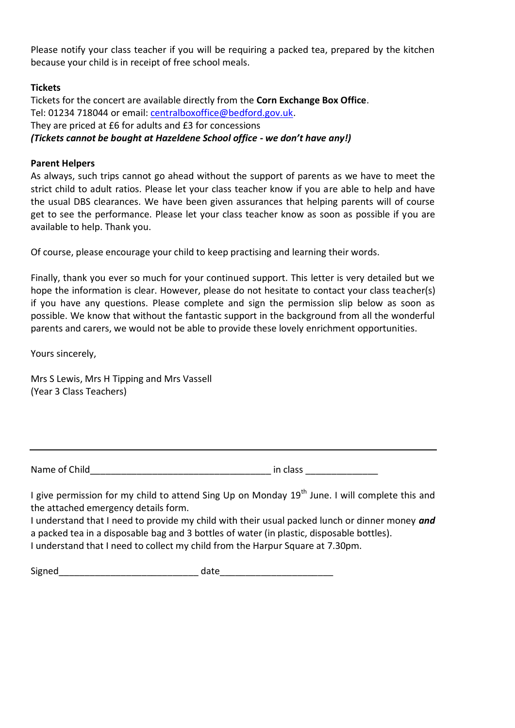Please notify your class teacher if you will be requiring a packed tea, prepared by the kitchen because your child is in receipt of free school meals.

**Tickets**

Tickets for the concert are available directly from the **Corn Exchange Box Office**.
Tel: 01234 718044 or email: centralboxoffice@bedford.gov.uk.
They are priced at £6 for adults and £3 for concessions
***(Tickets cannot be bought at Hazeldene School office - we don't have any!)***

**Parent Helpers**

As always, such trips cannot go ahead without the support of parents as we have to meet the strict child to adult ratios. Please let your class teacher know if you are able to help and have the usual DBS clearances. We have been given assurances that helping parents will of course get to see the performance. Please let your class teacher know as soon as possible if you are available to help. Thank you.

Of course, please encourage your child to keep practising and learning their words.

Finally, thank you ever so much for your continued support. This letter is very detailed but we hope the information is clear. However, please do not hesitate to contact your class teacher(s) if you have any questions. Please complete and sign the permission slip below as soon as possible. We know that without the fantastic support in the background from all the wonderful parents and carers, we would not be able to provide these lovely enrichment opportunities.

Yours sincerely,

Mrs S Lewis, Mrs H Tipping and Mrs Vassell
(Year 3 Class Teachers)

---

Name of Child___________________________________ in class ______________

I give permission for my child to attend Sing Up on Monday 19th June. I will complete this and the attached emergency details form.
I understand that I need to provide my child with their usual packed lunch or dinner money ***and*** a packed tea in a disposable bag and 3 bottles of water (in plastic, disposable bottles).
I understand that I need to collect my child from the Harpur Square at 7.30pm.

Signed__________________________ date_____________________